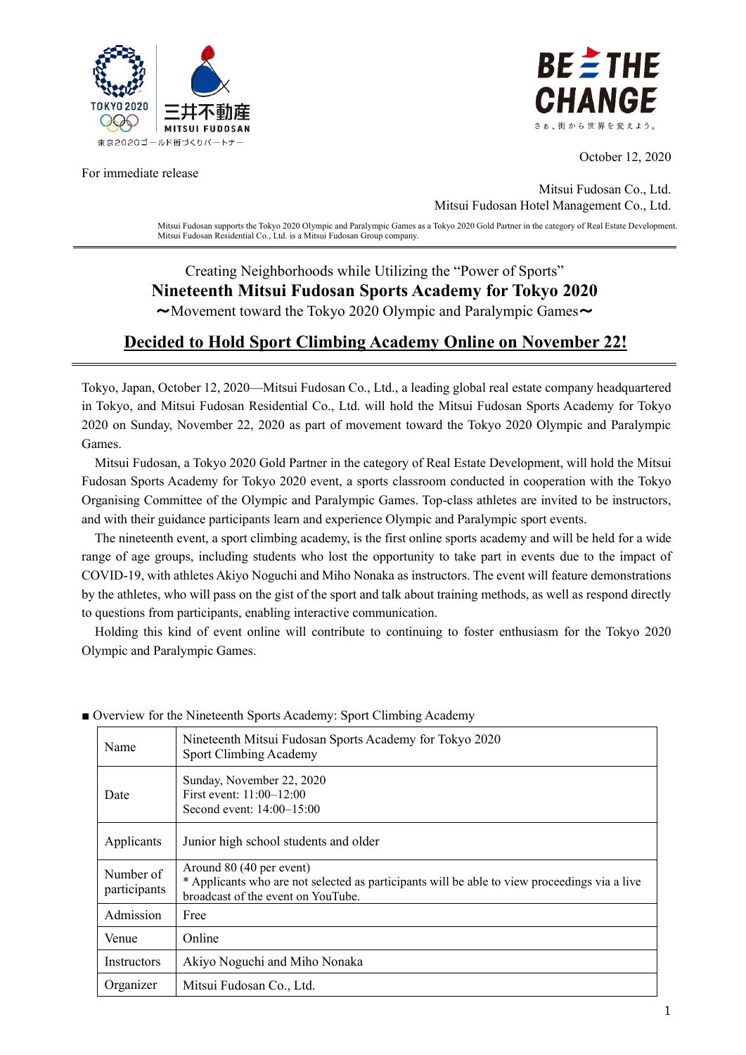BE THE CHANGE

さぁ、街から世界を変えよう。

October 12, 2020

For immediate release

Mitsui Fudosan Co., Ltd.
Mitsui Fudosan Hotel Management Co., Ltd.

Mitsui Fudosan supports the Tokyo 2020 Olympic and Paralympic Games as a Tokyo 2020 Gold Partner in the category of Real Estate Development.
Mitsui Fudosan Residential Co., Ltd. is a Mitsui Fudosan Group company.

Creating Neighborhoods while Utilizing the "Power of Sports"

# Nineteenth Mitsui Fudosan Sports Academy for Tokyo 2020

〜Movement toward the Tokyo 2020 Olympic and Paralympic Games〜

## Decided to Hold Sport Climbing Academy Online on November 22!

Tokyo, Japan, October 12, 2020—Mitsui Fudosan Co., Ltd., a leading global real estate company headquartered in Tokyo, and Mitsui Fudosan Residential Co., Ltd. will hold the Mitsui Fudosan Sports Academy for Tokyo 2020 on Sunday, November 22, 2020 as part of movement toward the Tokyo 2020 Olympic and Paralympic Games.

Mitsui Fudosan, a Tokyo 2020 Gold Partner in the category of Real Estate Development, will hold the Mitsui Fudosan Sports Academy for Tokyo 2020 event, a sports classroom conducted in cooperation with the Tokyo Organising Committee of the Olympic and Paralympic Games. Top-class athletes are invited to be instructors, and with their guidance participants learn and experience Olympic and Paralympic sport events.

The nineteenth event, a sport climbing academy, is the first online sports academy and will be held for a wide range of age groups, including students who lost the opportunity to take part in events due to the impact of COVID-19, with athletes Akiyo Noguchi and Miho Nonaka as instructors. The event will feature demonstrations by the athletes, who will pass on the gist of the sport and talk about training methods, as well as respond directly to questions from participants, enabling interactive communication.

Holding this kind of event online will contribute to continuing to foster enthusiasm for the Tokyo 2020 Olympic and Paralympic Games.

■ Overview for the Nineteenth Sports Academy: Sport Climbing Academy

| | |
|---|---|
| Name | Nineteenth Mitsui Fudosan Sports Academy for Tokyo 2020<br>Sport Climbing Academy |
| Date | Sunday, November 22, 2020<br>First event: 11:00–12:00<br>Second event: 14:00–15:00 |
| Applicants | Junior high school students and older |
| Number of participants | Around 80 (40 per event)<br>* Applicants who are not selected as participants will be able to view proceedings via a live broadcast of the event on YouTube. |
| Admission | Free |
| Venue | Online |
| Instructors | Akiyo Noguchi and Miho Nonaka |
| Organizer | Mitsui Fudosan Co., Ltd. |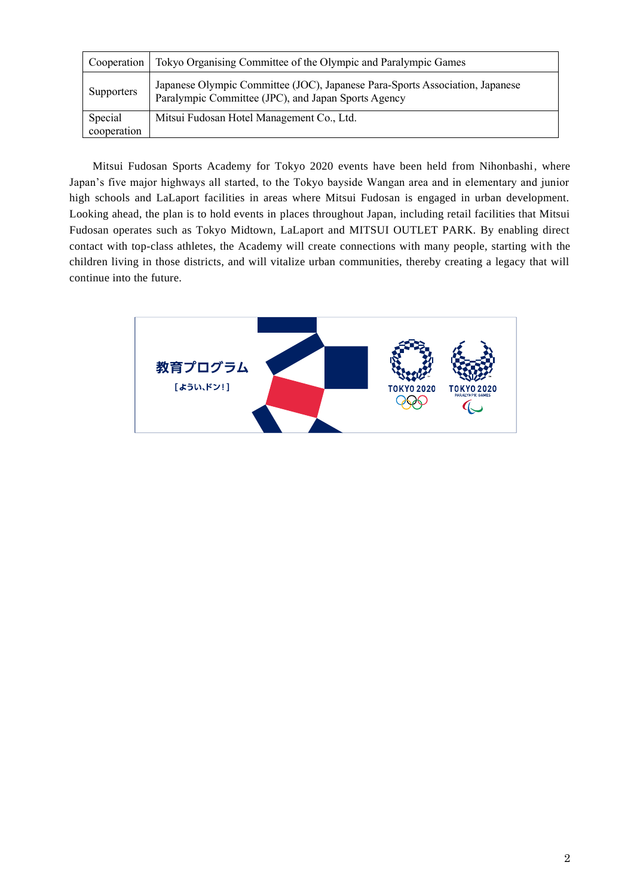| Cooperation | Tokyo Organising Committee of the Olympic and Paralympic Games |
|---|---|
| Supporters | Japanese Olympic Committee (JOC), Japanese Para-Sports Association, Japanese Paralympic Committee (JPC), and Japan Sports Agency |
| Special cooperation | Mitsui Fudosan Hotel Management Co., Ltd. |

Mitsui Fudosan Sports Academy for Tokyo 2020 events have been held from Nihonbashi, where Japan's five major highways all started, to the Tokyo bayside Wangan area and in elementary and junior high schools and LaLaport facilities in areas where Mitsui Fudosan is engaged in urban development. Looking ahead, the plan is to hold events in places throughout Japan, including retail facilities that Mitsui Fudosan operates such as Tokyo Midtown, LaLaport and MITSUI OUTLET PARK. By enabling direct contact with top-class athletes, the Academy will create connections with many people, starting with the children living in those districts, and will vitalize urban communities, thereby creating a legacy that will continue into the future.

教育プログラム
[ようい､ドン!]

TOKYO 2020

TOKYO 2020
PARALYMPIC GAMES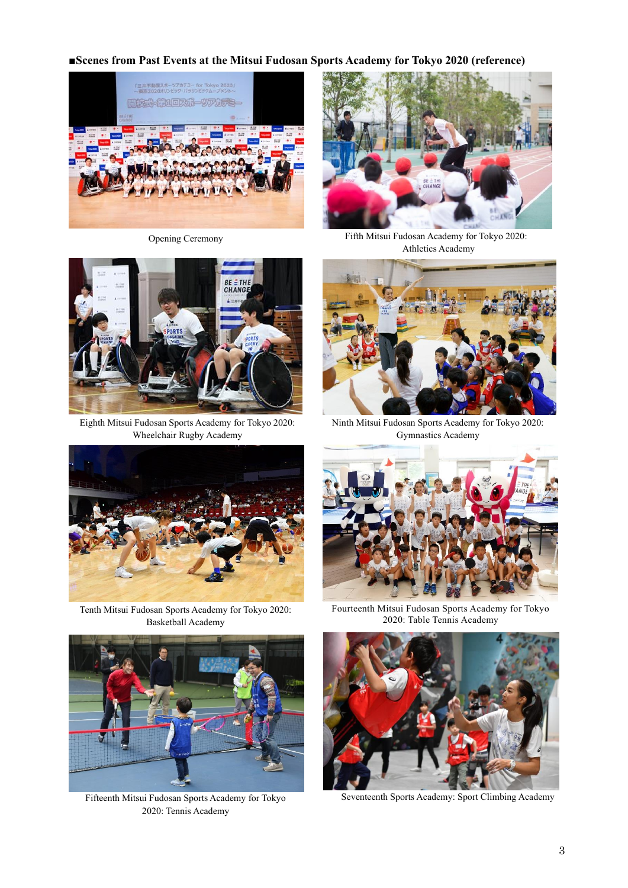■**Scenes from Past Events at the Mitsui Fudosan Sports Academy for Tokyo 2020 (reference)**

Opening Ceremony

Fifth Mitsui Fudosan Sports Academy for Tokyo 2020: Athletics Academy

Eighth Mitsui Fudosan Sports Academy for Tokyo 2020: Wheelchair Rugby Academy

Ninth Mitsui Fudosan Sports Academy for Tokyo 2020: Gymnastics Academy

Tenth Mitsui Fudosan Sports Academy for Tokyo 2020: Basketball Academy

Fourteenth Mitsui Fudosan Sports Academy for Tokyo 2020: Table Tennis Academy

Fifteenth Mitsui Fudosan Sports Academy for Tokyo 2020: Tennis Academy

Seventeenth Sports Academy: Sport Climbing Academy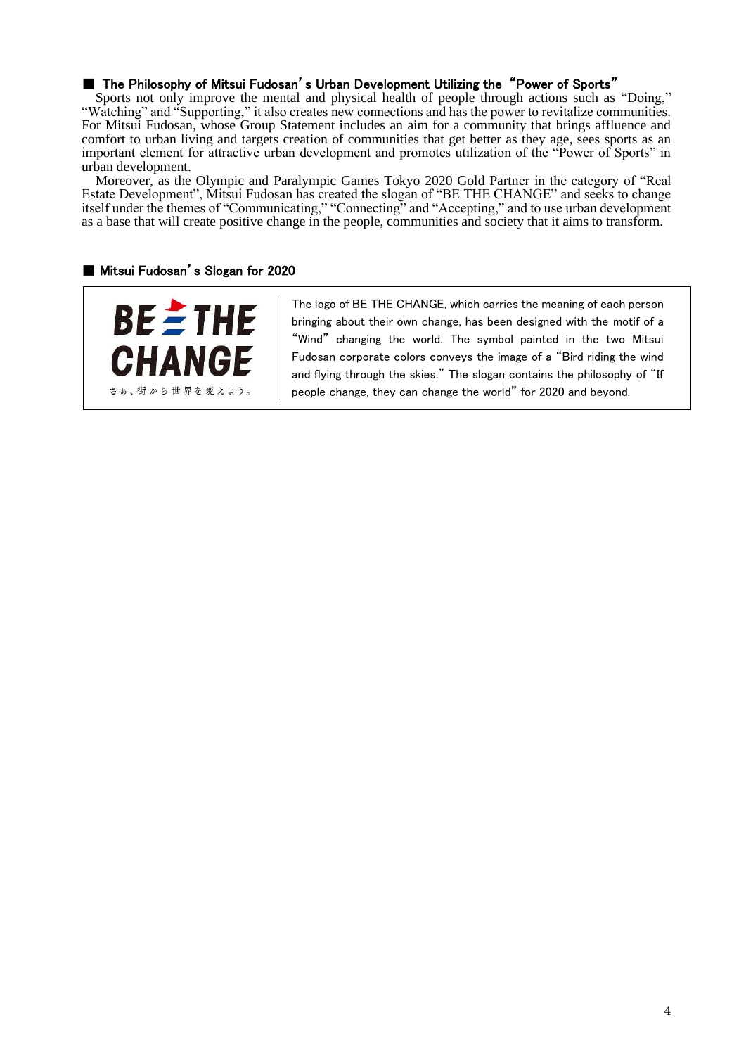## ■ The Philosophy of Mitsui Fudosan's Urban Development Utilizing the "Power of Sports"

Sports not only improve the mental and physical health of people through actions such as "Doing," "Watching" and "Supporting," it also creates new connections and has the power to revitalize communities. For Mitsui Fudosan, whose Group Statement includes an aim for a community that brings affluence and comfort to urban living and targets creation of communities that get better as they age, sees sports as an important element for attractive urban development and promotes utilization of the "Power of Sports" in urban development.

Moreover, as the Olympic and Paralympic Games Tokyo 2020 Gold Partner in the category of "Real Estate Development", Mitsui Fudosan has created the slogan of "BE THE CHANGE" and seeks to change itself under the themes of "Communicating," "Connecting" and "Accepting," and to use urban development as a base that will create positive change in the people, communities and society that it aims to transform.

## ■ Mitsui Fudosan's Slogan for 2020

BE THE CHANGE
さぁ、街から世界を変えよう。

The logo of BE THE CHANGE, which carries the meaning of each person bringing about their own change, has been designed with the motif of a "Wind" changing the world. The symbol painted in the two Mitsui Fudosan corporate colors conveys the image of a "Bird riding the wind and flying through the skies." The slogan contains the philosophy of "If people change, they can change the world" for 2020 and beyond.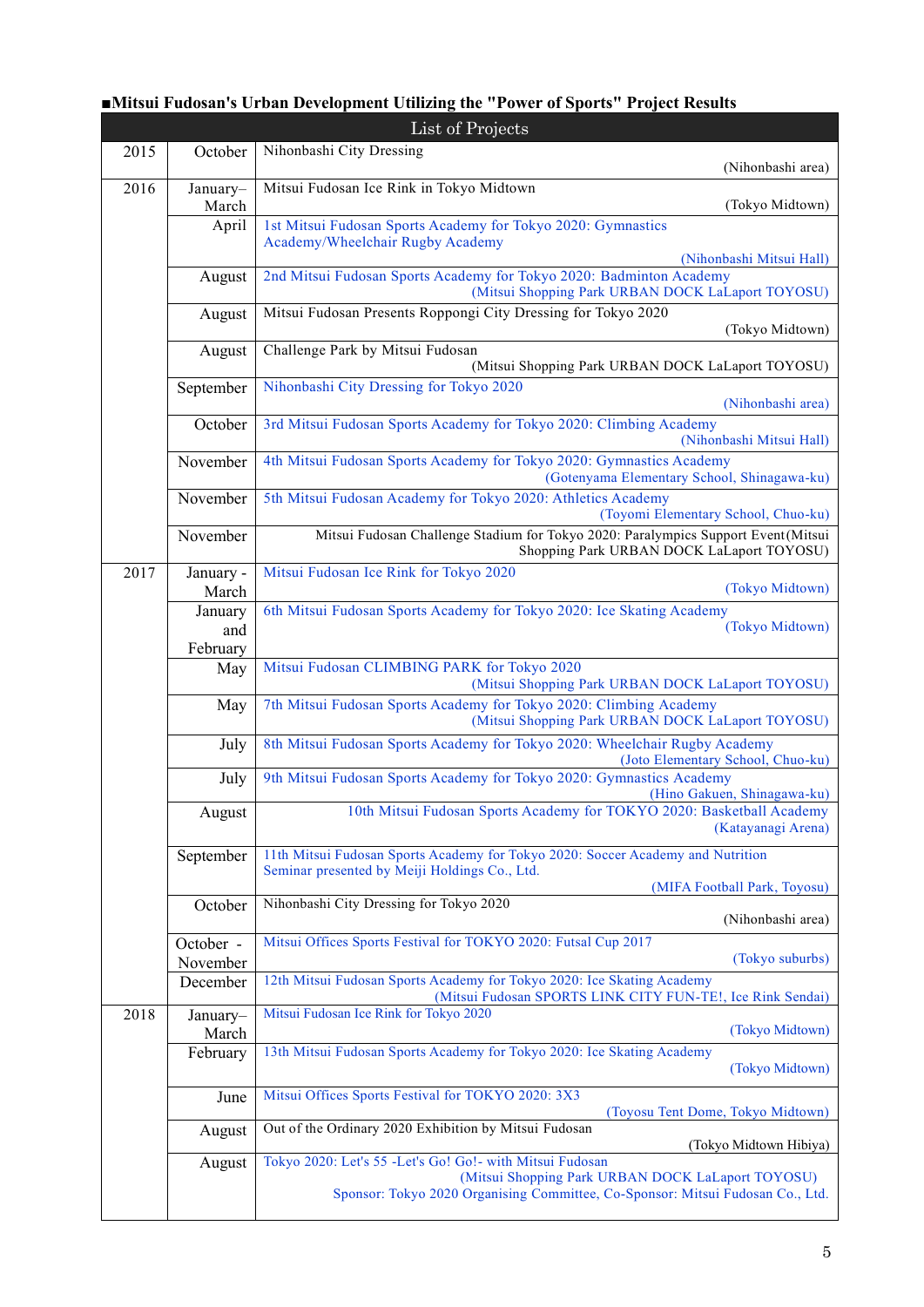**■Mitsui Fudosan's Urban Development Utilizing the "Power of Sports" Project Results**

| List of Projects | | |
|---|---|---|
| 2015 | October | Nihonbashi City Dressing (Nihonbashi area) |
| 2016 | January–March | Mitsui Fudosan Ice Rink in Tokyo Midtown (Tokyo Midtown) |
| | April | 1st Mitsui Fudosan Sports Academy for Tokyo 2020: Gymnastics Academy/Wheelchair Rugby Academy (Nihonbashi Mitsui Hall) |
| | August | 2nd Mitsui Fudosan Sports Academy for Tokyo 2020: Badminton Academy (Mitsui Shopping Park URBAN DOCK LaLaport TOYOSU) |
| | August | Mitsui Fudosan Presents Roppongi City Dressing for Tokyo 2020 (Tokyo Midtown) |
| | August | Challenge Park by Mitsui Fudosan (Mitsui Shopping Park URBAN DOCK LaLaport TOYOSU) |
| | September | Nihonbashi City Dressing for Tokyo 2020 (Nihonbashi area) |
| | October | 3rd Mitsui Fudosan Sports Academy for Tokyo 2020: Climbing Academy (Nihonbashi Mitsui Hall) |
| | November | 4th Mitsui Fudosan Sports Academy for Tokyo 2020: Gymnastics Academy (Gotenyama Elementary School, Shinagawa-ku) |
| | November | 5th Mitsui Fudosan Academy for Tokyo 2020: Athletics Academy (Toyomi Elementary School, Chuo-ku) |
| | November | Mitsui Fudosan Challenge Stadium for Tokyo 2020: Paralympics Support Event(Mitsui Shopping Park URBAN DOCK LaLaport TOYOSU) |
| 2017 | January - March | Mitsui Fudosan Ice Rink for Tokyo 2020 (Tokyo Midtown) |
| | January and February | 6th Mitsui Fudosan Sports Academy for Tokyo 2020: Ice Skating Academy (Tokyo Midtown) |
| | May | Mitsui Fudosan CLIMBING PARK for Tokyo 2020 (Mitsui Shopping Park URBAN DOCK LaLaport TOYOSU) |
| | May | 7th Mitsui Fudosan Sports Academy for Tokyo 2020: Climbing Academy (Mitsui Shopping Park URBAN DOCK LaLaport TOYOSU) |
| | July | 8th Mitsui Fudosan Sports Academy for Tokyo 2020: Wheelchair Rugby Academy (Joto Elementary School, Chuo-ku) |
| | July | 9th Mitsui Fudosan Sports Academy for Tokyo 2020: Gymnastics Academy (Hino Gakuen, Shinagawa-ku) |
| | August | 10th Mitsui Fudosan Sports Academy for TOKYO 2020: Basketball Academy (Katayanagi Arena) |
| | September | 11th Mitsui Fudosan Sports Academy for Tokyo 2020: Soccer Academy and Nutrition Seminar presented by Meiji Holdings Co., Ltd. (MIFA Football Park, Toyosu) |
| | October | Nihonbashi City Dressing for Tokyo 2020 (Nihonbashi area) |
| | October - November | Mitsui Offices Sports Festival for TOKYO 2020: Futsal Cup 2017 (Tokyo suburbs) |
| | December | 12th Mitsui Fudosan Sports Academy for Tokyo 2020: Ice Skating Academy (Mitsui Fudosan SPORTS LINK CITY FUN-TE!, Ice Rink Sendai) |
| 2018 | January–March | Mitsui Fudosan Ice Rink for Tokyo 2020 (Tokyo Midtown) |
| | February | 13th Mitsui Fudosan Sports Academy for Tokyo 2020: Ice Skating Academy (Tokyo Midtown) |
| | June | Mitsui Offices Sports Festival for TOKYO 2020: 3X3 (Toyosu Tent Dome, Tokyo Midtown) |
| | August | Out of the Ordinary 2020 Exhibition by Mitsui Fudosan (Tokyo Midtown Hibiya) |
| | August | Tokyo 2020: Let's 55 -Let's Go! Go!- with Mitsui Fudosan (Mitsui Shopping Park URBAN DOCK LaLaport TOYOSU) Sponsor: Tokyo 2020 Organising Committee, Co-Sponsor: Mitsui Fudosan Co., Ltd. |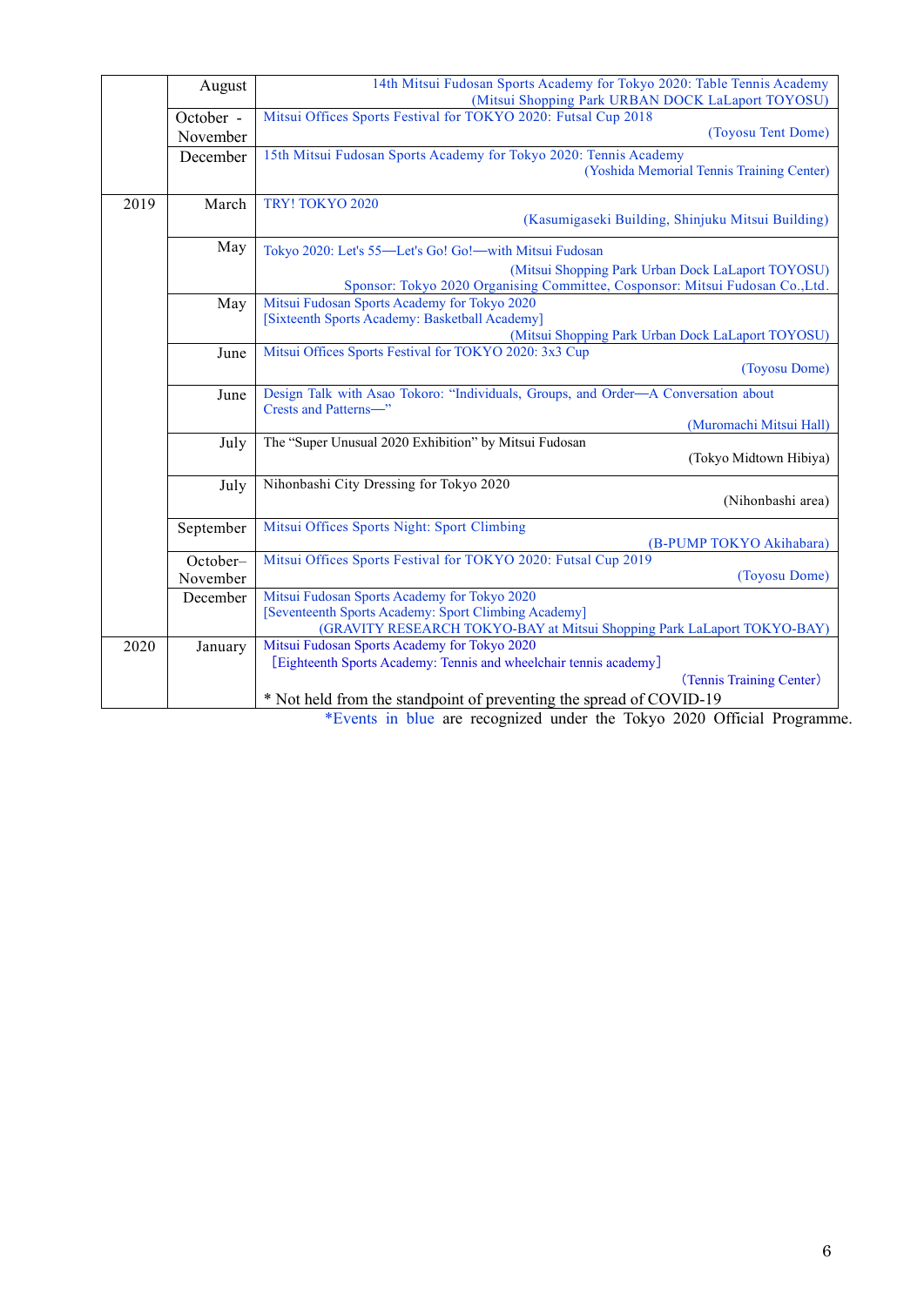| | | |
|---|---|---|
| | August | 14th Mitsui Fudosan Sports Academy for Tokyo 2020: Table Tennis Academy (Mitsui Shopping Park URBAN DOCK LaLaport TOYOSU) |
| | October - November | Mitsui Offices Sports Festival for TOKYO 2020: Futsal Cup 2018 (Toyosu Tent Dome) |
| | December | 15th Mitsui Fudosan Sports Academy for Tokyo 2020: Tennis Academy (Yoshida Memorial Tennis Training Center) |
| 2019 | March | TRY! TOKYO 2020 (Kasumigaseki Building, Shinjuku Mitsui Building) |
| | May | Tokyo 2020: Let's 55—Let's Go! Go!—with Mitsui Fudosan (Mitsui Shopping Park Urban Dock LaLaport TOYOSU) Sponsor: Tokyo 2020 Organising Committee, Cosponsor: Mitsui Fudosan Co.,Ltd. |
| | May | Mitsui Fudosan Sports Academy for Tokyo 2020 [Sixteenth Sports Academy: Basketball Academy] (Mitsui Shopping Park Urban Dock LaLaport TOYOSU) |
| | June | Mitsui Offices Sports Festival for TOKYO 2020: 3x3 Cup (Toyosu Dome) |
| | June | Design Talk with Asao Tokoro: “Individuals, Groups, and Order—A Conversation about Crests and Patterns—” (Muromachi Mitsui Hall) |
| | July | The “Super Unusual 2020 Exhibition” by Mitsui Fudosan (Tokyo Midtown Hibiya) |
| | July | Nihonbashi City Dressing for Tokyo 2020 (Nihonbashi area) |
| | September | Mitsui Offices Sports Night: Sport Climbing (B-PUMP TOKYO Akihabara) |
| | October–November | Mitsui Offices Sports Festival for TOKYO 2020: Futsal Cup 2019 (Toyosu Dome) |
| | December | Mitsui Fudosan Sports Academy for Tokyo 2020 [Seventeenth Sports Academy: Sport Climbing Academy] (GRAVITY RESEARCH TOKYO-BAY at Mitsui Shopping Park LaLaport TOKYO-BAY) |
| 2020 | January | Mitsui Fudosan Sports Academy for Tokyo 2020 [Eighteenth Sports Academy: Tennis and wheelchair tennis academy] (Tennis Training Center) * Not held from the standpoint of preventing the spread of COVID-19 |

*Events in blue are recognized under the Tokyo 2020 Official Programme.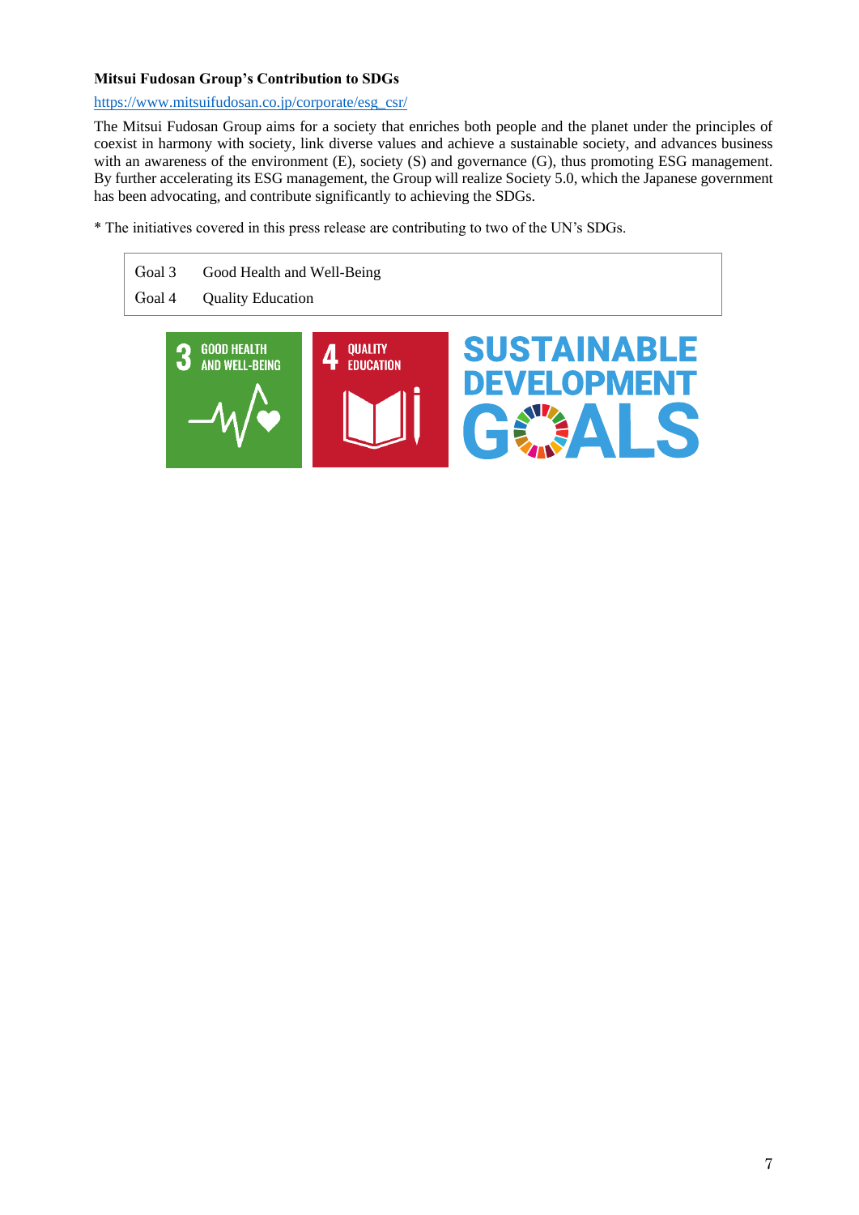**Mitsui Fudosan Group's Contribution to SDGs**

https://www.mitsuifudosan.co.jp/corporate/esg_csr/

The Mitsui Fudosan Group aims for a society that enriches both people and the planet under the principles of coexist in harmony with society, link diverse values and achieve a sustainable society, and advances business with an awareness of the environment (E), society (S) and governance (G), thus promoting ESG management. By further accelerating its ESG management, the Group will realize Society 5.0, which the Japanese government has been advocating, and contribute significantly to achieving the SDGs.

* The initiatives covered in this press release are contributing to two of the UN's SDGs.

| | |
|---|---|
| Goal 3 | Good Health and Well-Being |
| Goal 4 | Quality Education |